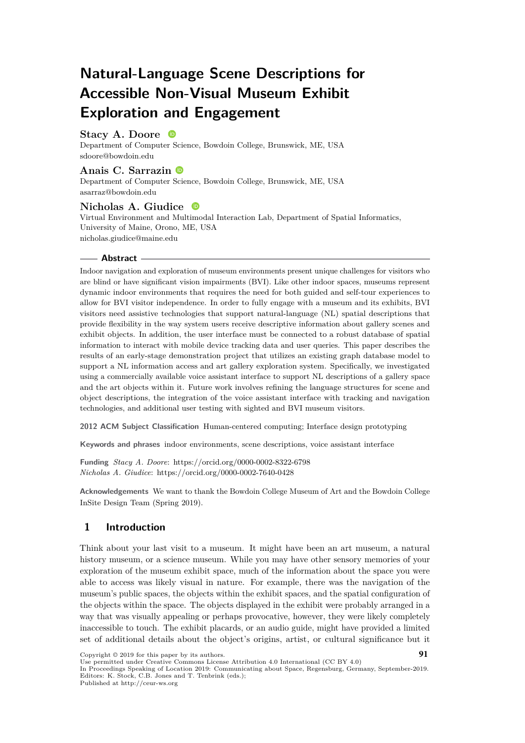# Natural-Language Scene Descriptions for Accessible Non-Visual Museum Exhibit Exploration and Engagement

**Stacy A. Doore**
Department of Computer Science, Bowdoin College, Brunswick, ME, USA
sdoore@bowdoin.edu

**Anais C. Sarrazin**
Department of Computer Science, Bowdoin College, Brunswick, ME, USA
asarraz@bowdoin.edu

**Nicholas A. Giudice**
Virtual Environment and Multimodal Interaction Lab, Department of Spatial Informatics, University of Maine, Orono, ME, USA
nicholas.giudice@maine.edu

## Abstract

Indoor navigation and exploration of museum environments present unique challenges for visitors who are blind or have significant vision impairments (BVI). Like other indoor spaces, museums represent dynamic indoor environments that requires the need for both guided and self-tour experiences to allow for BVI visitor independence. In order to fully engage with a museum and its exhibits, BVI visitors need assistive technologies that support natural-language (NL) spatial descriptions that provide flexibility in the way system users receive descriptive information about gallery scenes and exhibit objects. In addition, the user interface must be connected to a robust database of spatial information to interact with mobile device tracking data and user queries. This paper describes the results of an early-stage demonstration project that utilizes an existing graph database model to support a NL information access and art gallery exploration system. Specifically, we investigated using a commercially available voice assistant interface to support NL descriptions of a gallery space and the art objects within it. Future work involves refining the language structures for scene and object descriptions, the integration of the voice assistant interface with tracking and navigation technologies, and additional user testing with sighted and BVI museum visitors.

**2012 ACM Subject Classification** Human-centered computing; Interface design prototyping

**Keywords and phrases** indoor environments, scene descriptions, voice assistant interface

**Funding** *Stacy A. Doore*: https://orcid.org/0000-0002-8322-6798
*Nicholas A. Giudice*: https://orcid.org/0000-0002-7640-0428

**Acknowledgements** We want to thank the Bowdoin College Museum of Art and the Bowdoin College InSite Design Team (Spring 2019).

## 1 Introduction

Think about your last visit to a museum. It might have been an art museum, a natural history museum, or a science museum. While you may have other sensory memories of your exploration of the museum exhibit space, much of the information about the space you were able to access was likely visual in nature. For example, there was the navigation of the museum's public spaces, the objects within the exhibit spaces, and the spatial configuration of the objects within the space. The objects displayed in the exhibit were probably arranged in a way that was visually appealing or perhaps provocative, however, they were likely completely inaccessible to touch. The exhibit placards, or an audio guide, might have provided a limited set of additional details about the object's origins, artist, or cultural significance but it

Copyright © 2019 for this paper by its authors.
Use permitted under Creative Commons License Attribution 4.0 International (CC BY 4.0)
In Proceedings Speaking of Location 2019: Communicating about Space, Regensburg, Germany, September-2019.
Editors: K. Stock, C.B. Jones and T. Tenbrink (eds.);
Published at http://ceur-ws.org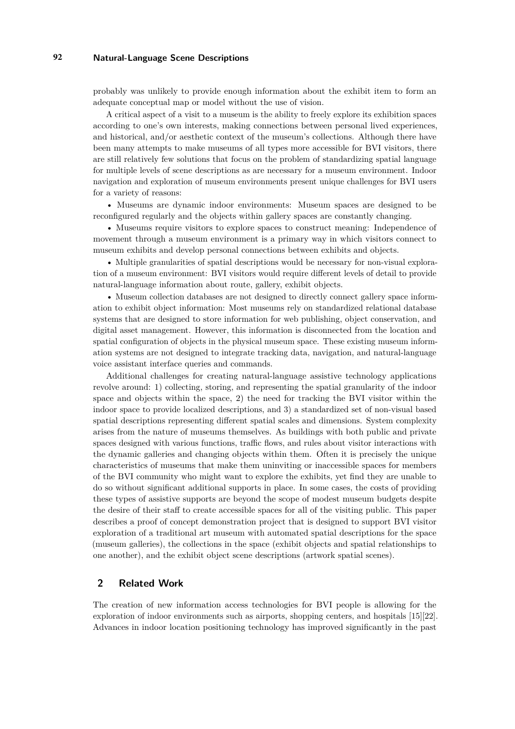probably was unlikely to provide enough information about the exhibit item to form an adequate conceptual map or model without the use of vision.

A critical aspect of a visit to a museum is the ability to freely explore its exhibition spaces according to one's own interests, making connections between personal lived experiences, and historical, and/or aesthetic context of the museum's collections. Although there have been many attempts to make museums of all types more accessible for BVI visitors, there are still relatively few solutions that focus on the problem of standardizing spatial language for multiple levels of scene descriptions as are necessary for a museum environment. Indoor navigation and exploration of museum environments present unique challenges for BVI users for a variety of reasons:

- Museums are dynamic indoor environments: Museum spaces are designed to be reconfigured regularly and the objects within gallery spaces are constantly changing.
- Museums require visitors to explore spaces to construct meaning: Independence of movement through a museum environment is a primary way in which visitors connect to museum exhibits and develop personal connections between exhibits and objects.
- Multiple granularities of spatial descriptions would be necessary for non-visual exploration of a museum environment: BVI visitors would require different levels of detail to provide natural-language information about route, gallery, exhibit objects.
- Museum collection databases are not designed to directly connect gallery space information to exhibit object information: Most museums rely on standardized relational database systems that are designed to store information for web publishing, object conservation, and digital asset management. However, this information is disconnected from the location and spatial configuration of objects in the physical museum space. These existing museum information systems are not designed to integrate tracking data, navigation, and natural-language voice assistant interface queries and commands.

Additional challenges for creating natural-language assistive technology applications revolve around: 1) collecting, storing, and representing the spatial granularity of the indoor space and objects within the space, 2) the need for tracking the BVI visitor within the indoor space to provide localized descriptions, and 3) a standardized set of non-visual based spatial descriptions representing different spatial scales and dimensions. System complexity arises from the nature of museums themselves. As buildings with both public and private spaces designed with various functions, traffic flows, and rules about visitor interactions with the dynamic galleries and changing objects within them. Often it is precisely the unique characteristics of museums that make them uninviting or inaccessible spaces for members of the BVI community who might want to explore the exhibits, yet find they are unable to do so without significant additional supports in place. In some cases, the costs of providing these types of assistive supports are beyond the scope of modest museum budgets despite the desire of their staff to create accessible spaces for all of the visiting public. This paper describes a proof of concept demonstration project that is designed to support BVI visitor exploration of a traditional art museum with automated spatial descriptions for the space (museum galleries), the collections in the space (exhibit objects and spatial relationships to one another), and the exhibit object scene descriptions (artwork spatial scenes).

## 2 Related Work

The creation of new information access technologies for BVI people is allowing for the exploration of indoor environments such as airports, shopping centers, and hospitals [15][22]. Advances in indoor location positioning technology has improved significantly in the past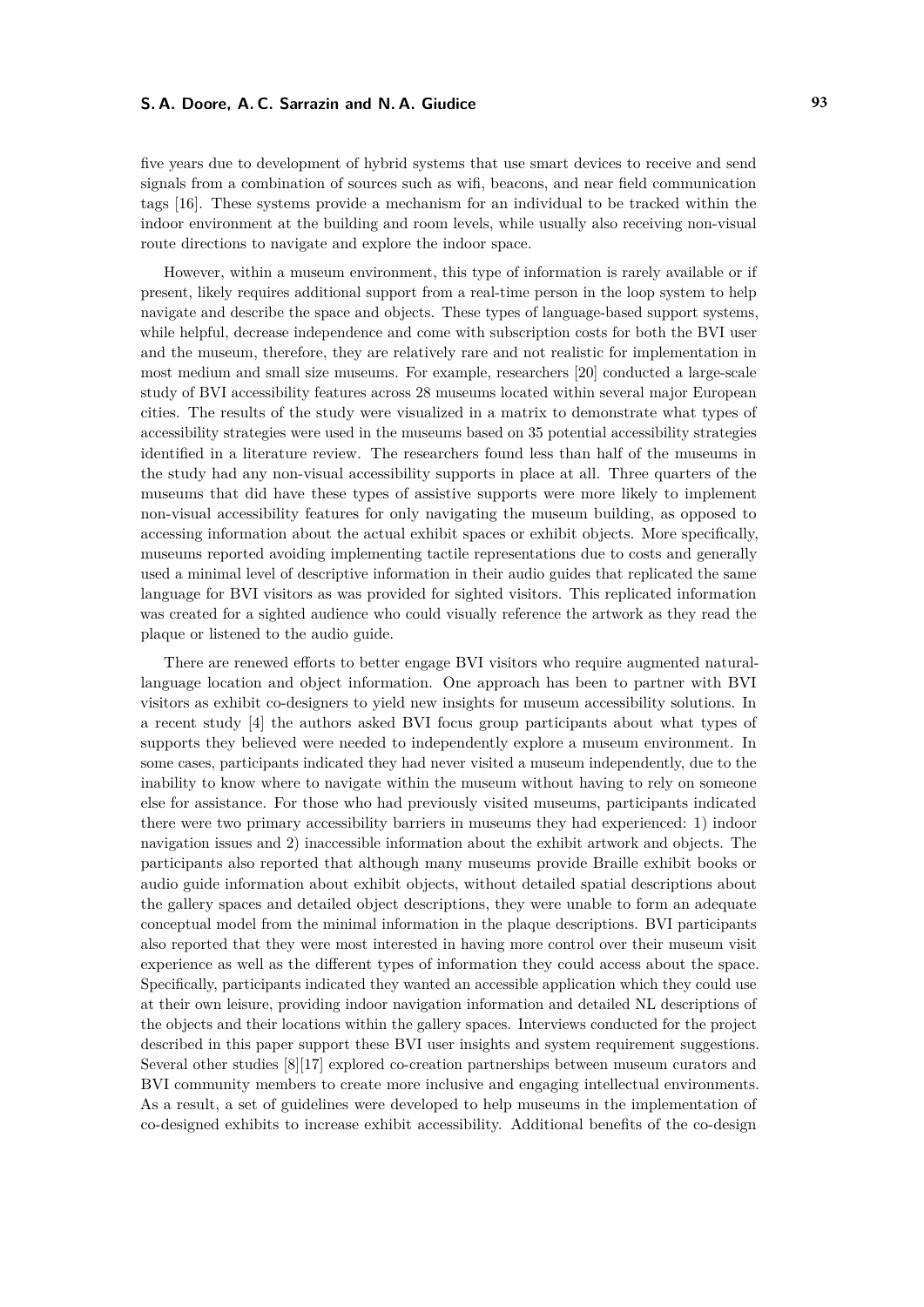five years due to development of hybrid systems that use smart devices to receive and send signals from a combination of sources such as wifi, beacons, and near field communication tags [16]. These systems provide a mechanism for an individual to be tracked within the indoor environment at the building and room levels, while usually also receiving non-visual route directions to navigate and explore the indoor space.

However, within a museum environment, this type of information is rarely available or if present, likely requires additional support from a real-time person in the loop system to help navigate and describe the space and objects. These types of language-based support systems, while helpful, decrease independence and come with subscription costs for both the BVI user and the museum, therefore, they are relatively rare and not realistic for implementation in most medium and small size museums. For example, researchers [20] conducted a large-scale study of BVI accessibility features across 28 museums located within several major European cities. The results of the study were visualized in a matrix to demonstrate what types of accessibility strategies were used in the museums based on 35 potential accessibility strategies identified in a literature review. The researchers found less than half of the museums in the study had any non-visual accessibility supports in place at all. Three quarters of the museums that did have these types of assistive supports were more likely to implement non-visual accessibility features for only navigating the museum building, as opposed to accessing information about the actual exhibit spaces or exhibit objects. More specifically, museums reported avoiding implementing tactile representations due to costs and generally used a minimal level of descriptive information in their audio guides that replicated the same language for BVI visitors as was provided for sighted visitors. This replicated information was created for a sighted audience who could visually reference the artwork as they read the plaque or listened to the audio guide.

There are renewed efforts to better engage BVI visitors who require augmented natural-language location and object information. One approach has been to partner with BVI visitors as exhibit co-designers to yield new insights for museum accessibility solutions. In a recent study [4] the authors asked BVI focus group participants about what types of supports they believed were needed to independently explore a museum environment. In some cases, participants indicated they had never visited a museum independently, due to the inability to know where to navigate within the museum without having to rely on someone else for assistance. For those who had previously visited museums, participants indicated there were two primary accessibility barriers in museums they had experienced: 1) indoor navigation issues and 2) inaccessible information about the exhibit artwork and objects. The participants also reported that although many museums provide Braille exhibit books or audio guide information about exhibit objects, without detailed spatial descriptions about the gallery spaces and detailed object descriptions, they were unable to form an adequate conceptual model from the minimal information in the plaque descriptions. BVI participants also reported that they were most interested in having more control over their museum visit experience as well as the different types of information they could access about the space. Specifically, participants indicated they wanted an accessible application which they could use at their own leisure, providing indoor navigation information and detailed NL descriptions of the objects and their locations within the gallery spaces. Interviews conducted for the project described in this paper support these BVI user insights and system requirement suggestions. Several other studies [8][17] explored co-creation partnerships between museum curators and BVI community members to create more inclusive and engaging intellectual environments. As a result, a set of guidelines were developed to help museums in the implementation of co-designed exhibits to increase exhibit accessibility. Additional benefits of the co-design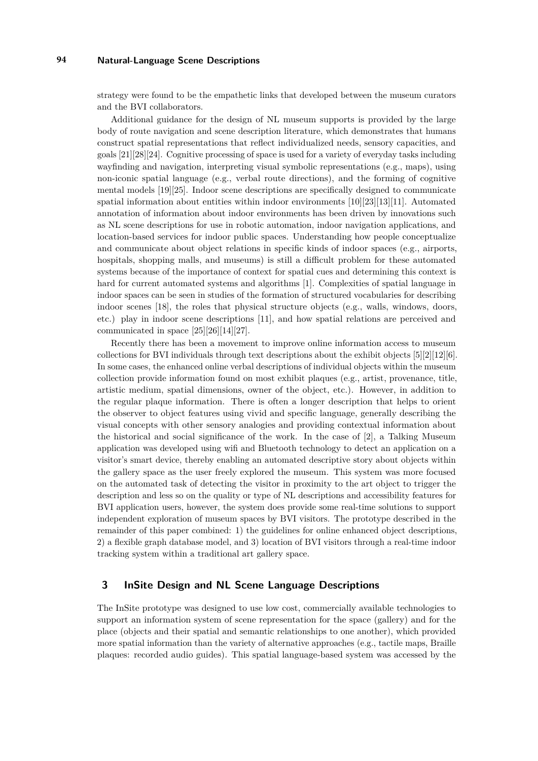strategy were found to be the empathetic links that developed between the museum curators and the BVI collaborators.

Additional guidance for the design of NL museum supports is provided by the large body of route navigation and scene description literature, which demonstrates that humans construct spatial representations that reflect individualized needs, sensory capacities, and goals [21][28][24]. Cognitive processing of space is used for a variety of everyday tasks including wayfinding and navigation, interpreting visual symbolic representations (e.g., maps), using non-iconic spatial language (e.g., verbal route directions), and the forming of cognitive mental models [19][25]. Indoor scene descriptions are specifically designed to communicate spatial information about entities within indoor environments [10][23][13][11]. Automated annotation of information about indoor environments has been driven by innovations such as NL scene descriptions for use in robotic automation, indoor navigation applications, and location-based services for indoor public spaces. Understanding how people conceptualize and communicate about object relations in specific kinds of indoor spaces (e.g., airports, hospitals, shopping malls, and museums) is still a difficult problem for these automated systems because of the importance of context for spatial cues and determining this context is hard for current automated systems and algorithms [1]. Complexities of spatial language in indoor spaces can be seen in studies of the formation of structured vocabularies for describing indoor scenes [18], the roles that physical structure objects (e.g., walls, windows, doors, etc.) play in indoor scene descriptions [11], and how spatial relations are perceived and communicated in space [25][26][14][27].

Recently there has been a movement to improve online information access to museum collections for BVI individuals through text descriptions about the exhibit objects [5][2][12][6]. In some cases, the enhanced online verbal descriptions of individual objects within the museum collection provide information found on most exhibit plaques (e.g., artist, provenance, title, artistic medium, spatial dimensions, owner of the object, etc.). However, in addition to the regular plaque information. There is often a longer description that helps to orient the observer to object features using vivid and specific language, generally describing the visual concepts with other sensory analogies and providing contextual information about the historical and social significance of the work. In the case of [2], a Talking Museum application was developed using wifi and Bluetooth technology to detect an application on a visitor's smart device, thereby enabling an automated descriptive story about objects within the gallery space as the user freely explored the museum. This system was more focused on the automated task of detecting the visitor in proximity to the art object to trigger the description and less so on the quality or type of NL descriptions and accessibility features for BVI application users, however, the system does provide some real-time solutions to support independent exploration of museum spaces by BVI visitors. The prototype described in the remainder of this paper combined: 1) the guidelines for online enhanced object descriptions, 2) a flexible graph database model, and 3) location of BVI visitors through a real-time indoor tracking system within a traditional art gallery space.

## 3 InSite Design and NL Scene Language Descriptions

The InSite prototype was designed to use low cost, commercially available technologies to support an information system of scene representation for the space (gallery) and for the place (objects and their spatial and semantic relationships to one another), which provided more spatial information than the variety of alternative approaches (e.g., tactile maps, Braille plaques: recorded audio guides). This spatial language-based system was accessed by the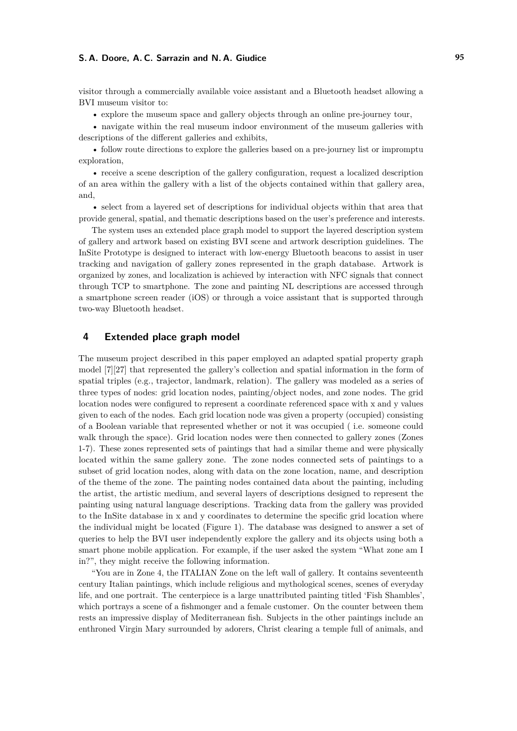visitor through a commercially available voice assistant and a Bluetooth headset allowing a BVI museum visitor to:

- explore the museum space and gallery objects through an online pre-journey tour,
- navigate within the real museum indoor environment of the museum galleries with descriptions of the different galleries and exhibits,
- follow route directions to explore the galleries based on a pre-journey list or impromptu exploration,
- receive a scene description of the gallery configuration, request a localized description of an area within the gallery with a list of the objects contained within that gallery area, and,
- select from a layered set of descriptions for individual objects within that area that provide general, spatial, and thematic descriptions based on the user's preference and interests.

The system uses an extended place graph model to support the layered description system of gallery and artwork based on existing BVI scene and artwork description guidelines. The InSite Prototype is designed to interact with low-energy Bluetooth beacons to assist in user tracking and navigation of gallery zones represented in the graph database. Artwork is organized by zones, and localization is achieved by interaction with NFC signals that connect through TCP to smartphone. The zone and painting NL descriptions are accessed through a smartphone screen reader (iOS) or through a voice assistant that is supported through two-way Bluetooth headset.

## 4 Extended place graph model

The museum project described in this paper employed an adapted spatial property graph model [7][27] that represented the gallery's collection and spatial information in the form of spatial triples (e.g., trajector, landmark, relation). The gallery was modeled as a series of three types of nodes: grid location nodes, painting/object nodes, and zone nodes. The grid location nodes were configured to represent a coordinate referenced space with x and y values given to each of the nodes. Each grid location node was given a property (occupied) consisting of a Boolean variable that represented whether or not it was occupied ( i.e. someone could walk through the space). Grid location nodes were then connected to gallery zones (Zones 1-7). These zones represented sets of paintings that had a similar theme and were physically located within the same gallery zone. The zone nodes connected sets of paintings to a subset of grid location nodes, along with data on the zone location, name, and description of the theme of the zone. The painting nodes contained data about the painting, including the artist, the artistic medium, and several layers of descriptions designed to represent the painting using natural language descriptions. Tracking data from the gallery was provided to the InSite database in x and y coordinates to determine the specific grid location where the individual might be located (Figure 1). The database was designed to answer a set of queries to help the BVI user independently explore the gallery and its objects using both a smart phone mobile application. For example, if the user asked the system "What zone am I in?", they might receive the following information.

"You are in Zone 4, the ITALIAN Zone on the left wall of gallery. It contains seventeenth century Italian paintings, which include religious and mythological scenes, scenes of everyday life, and one portrait. The centerpiece is a large unattributed painting titled 'Fish Shambles', which portrays a scene of a fishmonger and a female customer. On the counter between them rests an impressive display of Mediterranean fish. Subjects in the other paintings include an enthroned Virgin Mary surrounded by adorers, Christ clearing a temple full of animals, and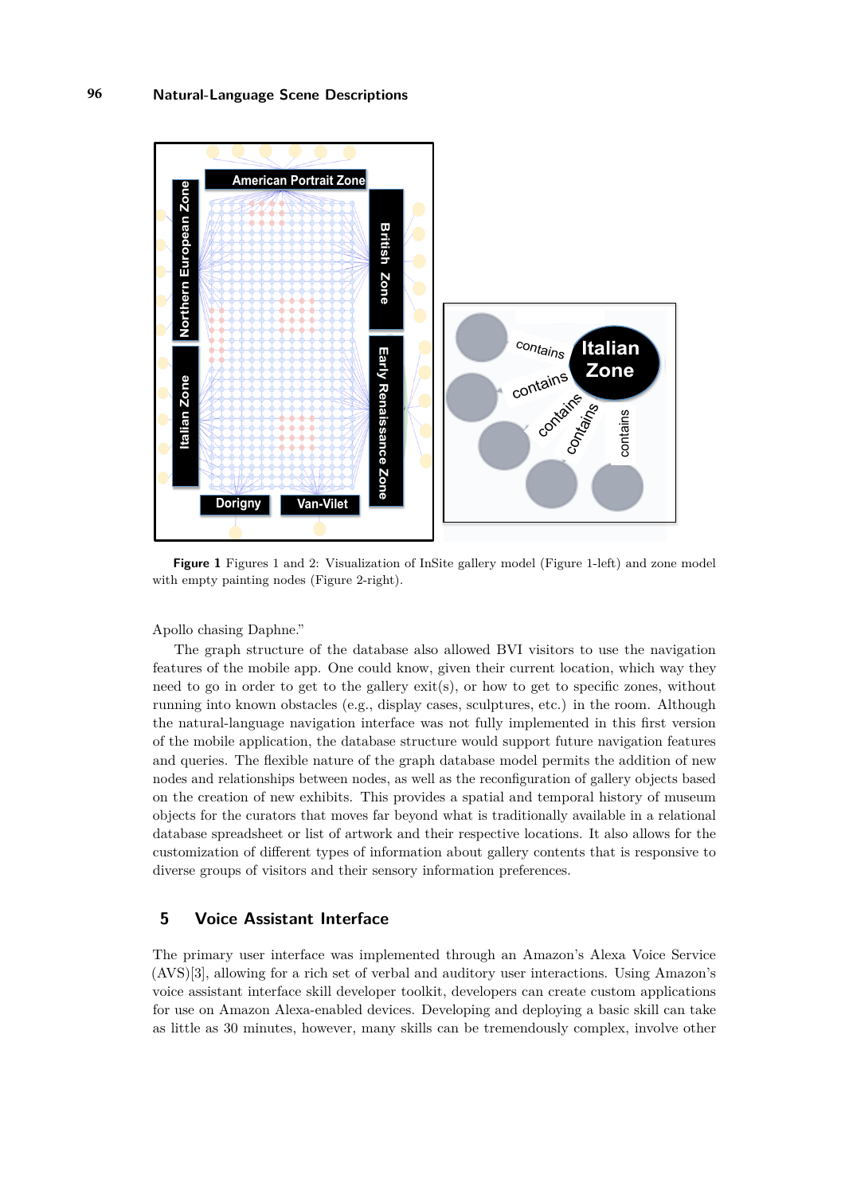**Figure 1** Figures 1 and 2: Visualization of InSite gallery model (Figure 1-left) and zone model with empty painting nodes (Figure 2-right).

Apollo chasing Daphne."

The graph structure of the database also allowed BVI visitors to use the navigation features of the mobile app. One could know, given their current location, which way they need to go in order to get to the gallery exit(s), or how to get to specific zones, without running into known obstacles (e.g., display cases, sculptures, etc.) in the room. Although the natural-language navigation interface was not fully implemented in this first version of the mobile application, the database structure would support future navigation features and queries. The flexible nature of the graph database model permits the addition of new nodes and relationships between nodes, as well as the reconfiguration of gallery objects based on the creation of new exhibits. This provides a spatial and temporal history of museum objects for the curators that moves far beyond what is traditionally available in a relational database spreadsheet or list of artwork and their respective locations. It also allows for the customization of different types of information about gallery contents that is responsive to diverse groups of visitors and their sensory information preferences.

## 5 Voice Assistant Interface

The primary user interface was implemented through an Amazon's Alexa Voice Service (AVS)[3], allowing for a rich set of verbal and auditory user interactions. Using Amazon's voice assistant interface skill developer toolkit, developers can create custom applications for use on Amazon Alexa-enabled devices. Developing and deploying a basic skill can take as little as 30 minutes, however, many skills can be tremendously complex, involve other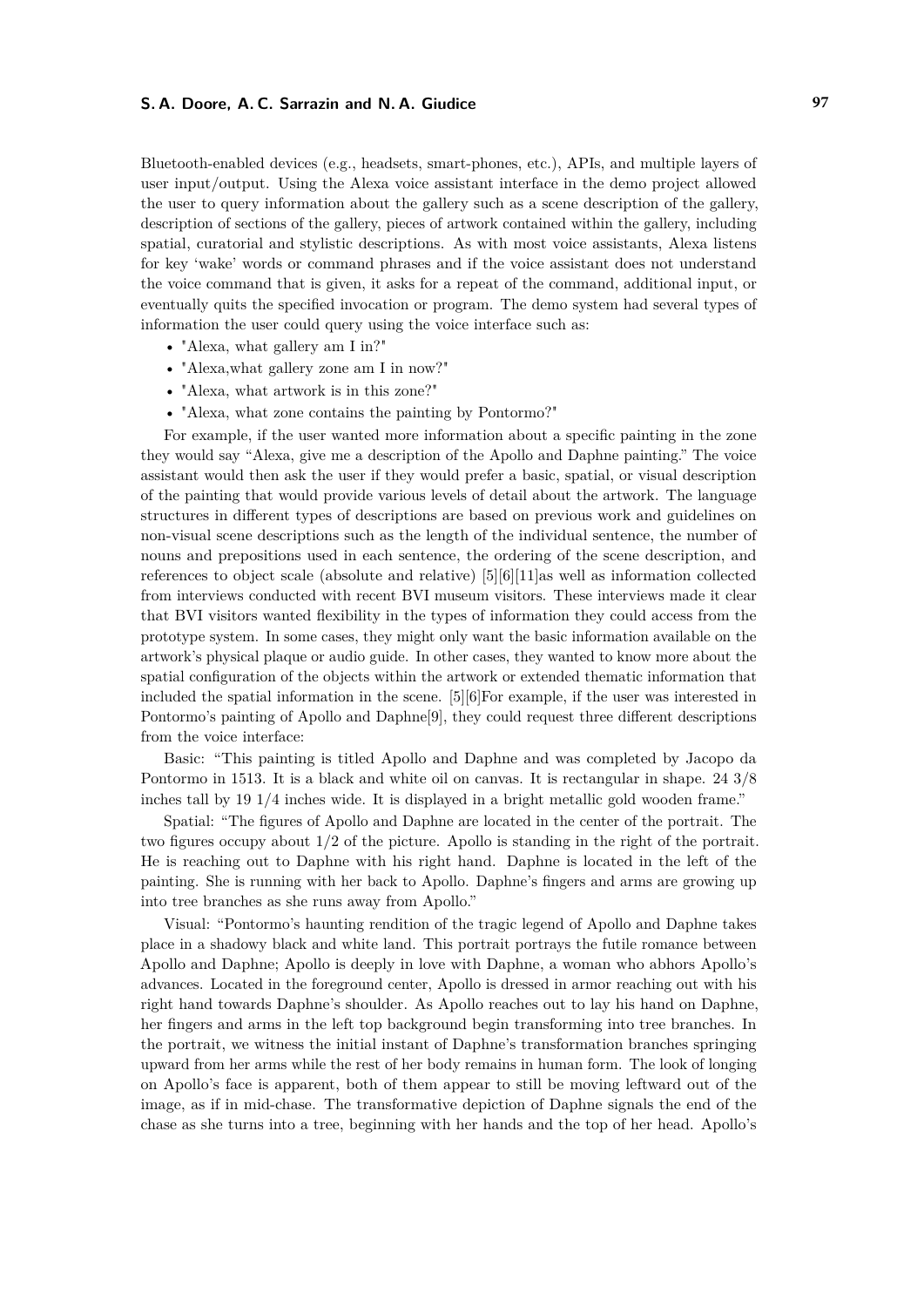Bluetooth-enabled devices (e.g., headsets, smart-phones, etc.), APIs, and multiple layers of user input/output. Using the Alexa voice assistant interface in the demo project allowed the user to query information about the gallery such as a scene description of the gallery, description of sections of the gallery, pieces of artwork contained within the gallery, including spatial, curatorial and stylistic descriptions. As with most voice assistants, Alexa listens for key 'wake' words or command phrases and if the voice assistant does not understand the voice command that is given, it asks for a repeat of the command, additional input, or eventually quits the specified invocation or program. The demo system had several types of information the user could query using the voice interface such as:

- "Alexa, what gallery am I in?"
- "Alexa,what gallery zone am I in now?"
- "Alexa, what artwork is in this zone?"
- "Alexa, what zone contains the painting by Pontormo?"

For example, if the user wanted more information about a specific painting in the zone they would say "Alexa, give me a description of the Apollo and Daphne painting." The voice assistant would then ask the user if they would prefer a basic, spatial, or visual description of the painting that would provide various levels of detail about the artwork. The language structures in different types of descriptions are based on previous work and guidelines on non-visual scene descriptions such as the length of the individual sentence, the number of nouns and prepositions used in each sentence, the ordering of the scene description, and references to object scale (absolute and relative) [5][6][11]as well as information collected from interviews conducted with recent BVI museum visitors. These interviews made it clear that BVI visitors wanted flexibility in the types of information they could access from the prototype system. In some cases, they might only want the basic information available on the artwork's physical plaque or audio guide. In other cases, they wanted to know more about the spatial configuration of the objects within the artwork or extended thematic information that included the spatial information in the scene. [5][6]For example, if the user was interested in Pontormo's painting of Apollo and Daphne[9], they could request three different descriptions from the voice interface:

Basic: "This painting is titled Apollo and Daphne and was completed by Jacopo da Pontormo in 1513. It is a black and white oil on canvas. It is rectangular in shape. 24 3/8 inches tall by 19 1/4 inches wide. It is displayed in a bright metallic gold wooden frame."

Spatial: "The figures of Apollo and Daphne are located in the center of the portrait. The two figures occupy about 1/2 of the picture. Apollo is standing in the right of the portrait. He is reaching out to Daphne with his right hand. Daphne is located in the left of the painting. She is running with her back to Apollo. Daphne's fingers and arms are growing up into tree branches as she runs away from Apollo."

Visual: "Pontormo's haunting rendition of the tragic legend of Apollo and Daphne takes place in a shadowy black and white land. This portrait portrays the futile romance between Apollo and Daphne; Apollo is deeply in love with Daphne, a woman who abhors Apollo's advances. Located in the foreground center, Apollo is dressed in armor reaching out with his right hand towards Daphne's shoulder. As Apollo reaches out to lay his hand on Daphne, her fingers and arms in the left top background begin transforming into tree branches. In the portrait, we witness the initial instant of Daphne's transformation branches springing upward from her arms while the rest of her body remains in human form. The look of longing on Apollo's face is apparent, both of them appear to still be moving leftward out of the image, as if in mid-chase. The transformative depiction of Daphne signals the end of the chase as she turns into a tree, beginning with her hands and the top of her head. Apollo's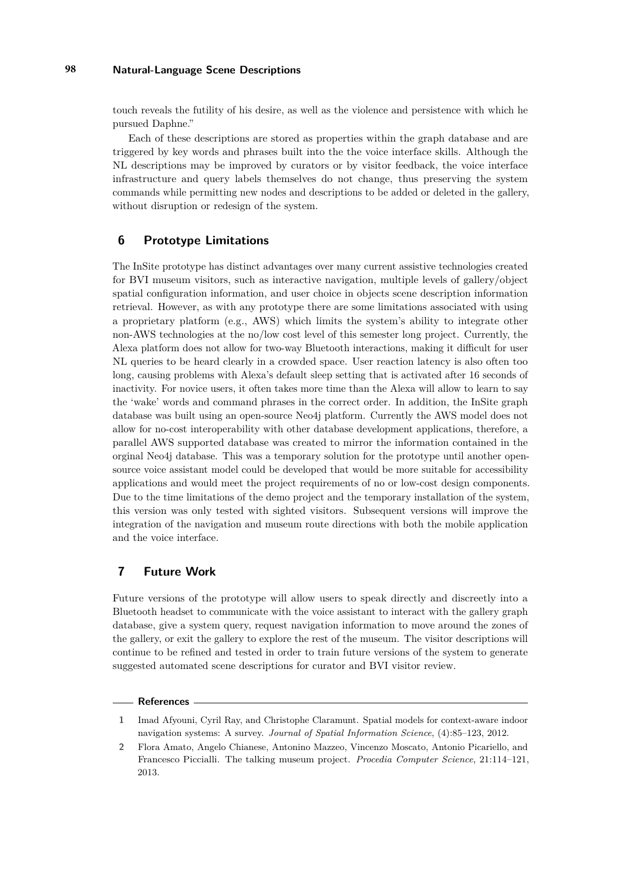touch reveals the futility of his desire, as well as the violence and persistence with which he pursued Daphne."

Each of these descriptions are stored as properties within the graph database and are triggered by key words and phrases built into the the voice interface skills. Although the NL descriptions may be improved by curators or by visitor feedback, the voice interface infrastructure and query labels themselves do not change, thus preserving the system commands while permitting new nodes and descriptions to be added or deleted in the gallery, without disruption or redesign of the system.

## 6 Prototype Limitations

The InSite prototype has distinct advantages over many current assistive technologies created for BVI museum visitors, such as interactive navigation, multiple levels of gallery/object spatial configuration information, and user choice in objects scene description information retrieval. However, as with any prototype there are some limitations associated with using a proprietary platform (e.g., AWS) which limits the system's ability to integrate other non-AWS technologies at the no/low cost level of this semester long project. Currently, the Alexa platform does not allow for two-way Bluetooth interactions, making it difficult for user NL queries to be heard clearly in a crowded space. User reaction latency is also often too long, causing problems with Alexa's default sleep setting that is activated after 16 seconds of inactivity. For novice users, it often takes more time than the Alexa will allow to learn to say the 'wake' words and command phrases in the correct order. In addition, the InSite graph database was built using an open-source Neo4j platform. Currently the AWS model does not allow for no-cost interoperability with other database development applications, therefore, a parallel AWS supported database was created to mirror the information contained in the orginal Neo4j database. This was a temporary solution for the prototype until another open-source voice assistant model could be developed that would be more suitable for accessibility applications and would meet the project requirements of no or low-cost design components. Due to the time limitations of the demo project and the temporary installation of the system, this version was only tested with sighted visitors. Subsequent versions will improve the integration of the navigation and museum route directions with both the mobile application and the voice interface.

## 7 Future Work

Future versions of the prototype will allow users to speak directly and discreetly into a Bluetooth headset to communicate with the voice assistant to interact with the gallery graph database, give a system query, request navigation information to move around the zones of the gallery, or exit the gallery to explore the rest of the museum. The visitor descriptions will continue to be refined and tested in order to train future versions of the system to generate suggested automated scene descriptions for curator and BVI visitor review.

### References

1. Imad Afyouni, Cyril Ray, and Christophe Claramunt. Spatial models for context-aware indoor navigation systems: A survey. *Journal of Spatial Information Science*, (4):85–123, 2012.
2. Flora Amato, Angelo Chianese, Antonino Mazzeo, Vincenzo Moscato, Antonio Picariello, and Francesco Piccialli. The talking museum project. *Procedia Computer Science*, 21:114–121, 2013.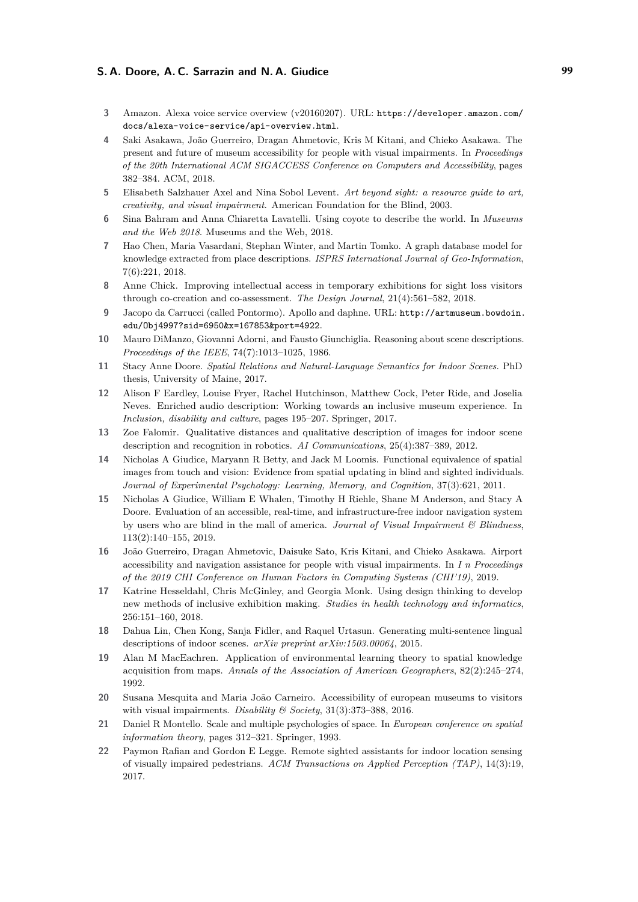3. Amazon. Alexa voice service overview (v20160207). URL: https://developer.amazon.com/docs/alexa-voice-service/api-overview.html.
4. Saki Asakawa, João Guerreiro, Dragan Ahmetovic, Kris M Kitani, and Chieko Asakawa. The present and future of museum accessibility for people with visual impairments. In *Proceedings of the 20th International ACM SIGACCESS Conference on Computers and Accessibility*, pages 382–384. ACM, 2018.
5. Elisabeth Salzhauer Axel and Nina Sobol Levent. *Art beyond sight: a resource guide to art, creativity, and visual impairment*. American Foundation for the Blind, 2003.
6. Sina Bahram and Anna Chiaretta Lavatelli. Using coyote to describe the world. In *Museums and the Web 2018*. Museums and the Web, 2018.
7. Hao Chen, Maria Vasardani, Stephan Winter, and Martin Tomko. A graph database model for knowledge extracted from place descriptions. *ISPRS International Journal of Geo-Information*, 7(6):221, 2018.
8. Anne Chick. Improving intellectual access in temporary exhibitions for sight loss visitors through co-creation and co-assessment. *The Design Journal*, 21(4):561–582, 2018.
9. Jacopo da Carrucci (called Pontormo). Apollo and daphne. URL: http://artmuseum.bowdoin.edu/Obj4997?sid=6950&x=167853&port=4922.
10. Mauro DiManzo, Giovanni Adorni, and Fausto Giunchiglia. Reasoning about scene descriptions. *Proceedings of the IEEE*, 74(7):1013–1025, 1986.
11. Stacy Anne Doore. *Spatial Relations and Natural-Language Semantics for Indoor Scenes*. PhD thesis, University of Maine, 2017.
12. Alison F Eardley, Louise Fryer, Rachel Hutchinson, Matthew Cock, Peter Ride, and Joselia Neves. Enriched audio description: Working towards an inclusive museum experience. In *Inclusion, disability and culture*, pages 195–207. Springer, 2017.
13. Zoe Falomir. Qualitative distances and qualitative description of images for indoor scene description and recognition in robotics. *AI Communications*, 25(4):387–389, 2012.
14. Nicholas A Giudice, Maryann R Betty, and Jack M Loomis. Functional equivalence of spatial images from touch and vision: Evidence from spatial updating in blind and sighted individuals. *Journal of Experimental Psychology: Learning, Memory, and Cognition*, 37(3):621, 2011.
15. Nicholas A Giudice, William E Whalen, Timothy H Riehle, Shane M Anderson, and Stacy A Doore. Evaluation of an accessible, real-time, and infrastructure-free indoor navigation system by users who are blind in the mall of america. *Journal of Visual Impairment & Blindness*, 113(2):140–155, 2019.
16. João Guerreiro, Dragan Ahmetovic, Daisuke Sato, Kris Kitani, and Chieko Asakawa. Airport accessibility and navigation assistance for people with visual impairments. In *I n Proceedings of the 2019 CHI Conference on Human Factors in Computing Systems (CHI'19)*, 2019.
17. Katrine Hesseldahl, Chris McGinley, and Georgia Monk. Using design thinking to develop new methods of inclusive exhibition making. *Studies in health technology and informatics*, 256:151–160, 2018.
18. Dahua Lin, Chen Kong, Sanja Fidler, and Raquel Urtasun. Generating multi-sentence lingual descriptions of indoor scenes. *arXiv preprint arXiv:1503.00064*, 2015.
19. Alan M MacEachren. Application of environmental learning theory to spatial knowledge acquisition from maps. *Annals of the Association of American Geographers*, 82(2):245–274, 1992.
20. Susana Mesquita and Maria João Carneiro. Accessibility of european museums to visitors with visual impairments. *Disability & Society*, 31(3):373–388, 2016.
21. Daniel R Montello. Scale and multiple psychologies of space. In *European conference on spatial information theory*, pages 312–321. Springer, 1993.
22. Paymon Rafian and Gordon E Legge. Remote sighted assistants for indoor location sensing of visually impaired pedestrians. *ACM Transactions on Applied Perception (TAP)*, 14(3):19, 2017.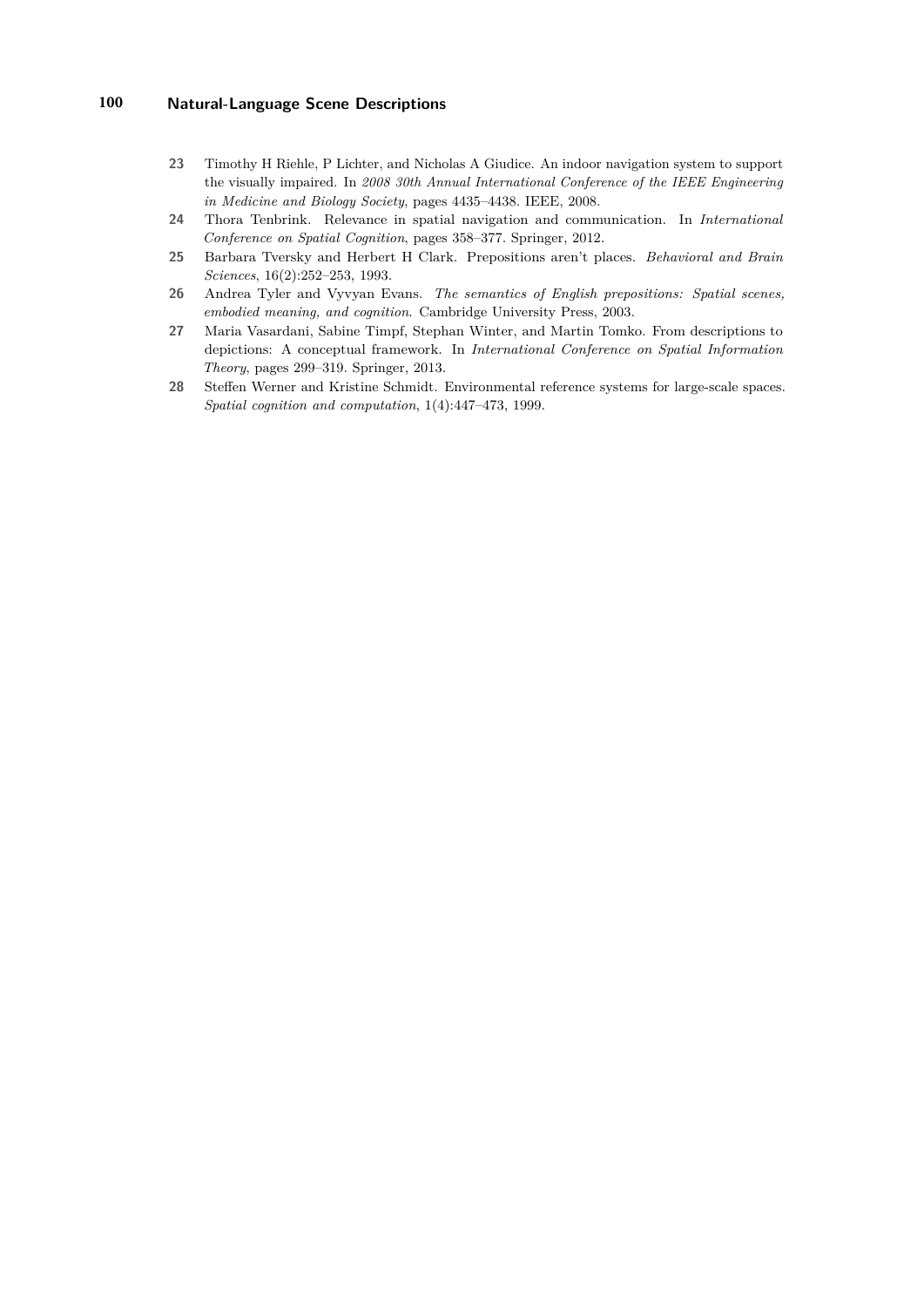23 Timothy H Riehle, P Lichter, and Nicholas A Giudice. An indoor navigation system to support the visually impaired. In *2008 30th Annual International Conference of the IEEE Engineering in Medicine and Biology Society*, pages 4435–4438. IEEE, 2008.

24 Thora Tenbrink. Relevance in spatial navigation and communication. In *International Conference on Spatial Cognition*, pages 358–377. Springer, 2012.

25 Barbara Tversky and Herbert H Clark. Prepositions aren't places. *Behavioral and Brain Sciences*, 16(2):252–253, 1993.

26 Andrea Tyler and Vyvyan Evans. *The semantics of English prepositions: Spatial scenes, embodied meaning, and cognition*. Cambridge University Press, 2003.

27 Maria Vasardani, Sabine Timpf, Stephan Winter, and Martin Tomko. From descriptions to depictions: A conceptual framework. In *International Conference on Spatial Information Theory*, pages 299–319. Springer, 2013.

28 Steffen Werner and Kristine Schmidt. Environmental reference systems for large-scale spaces. *Spatial cognition and computation*, 1(4):447–473, 1999.